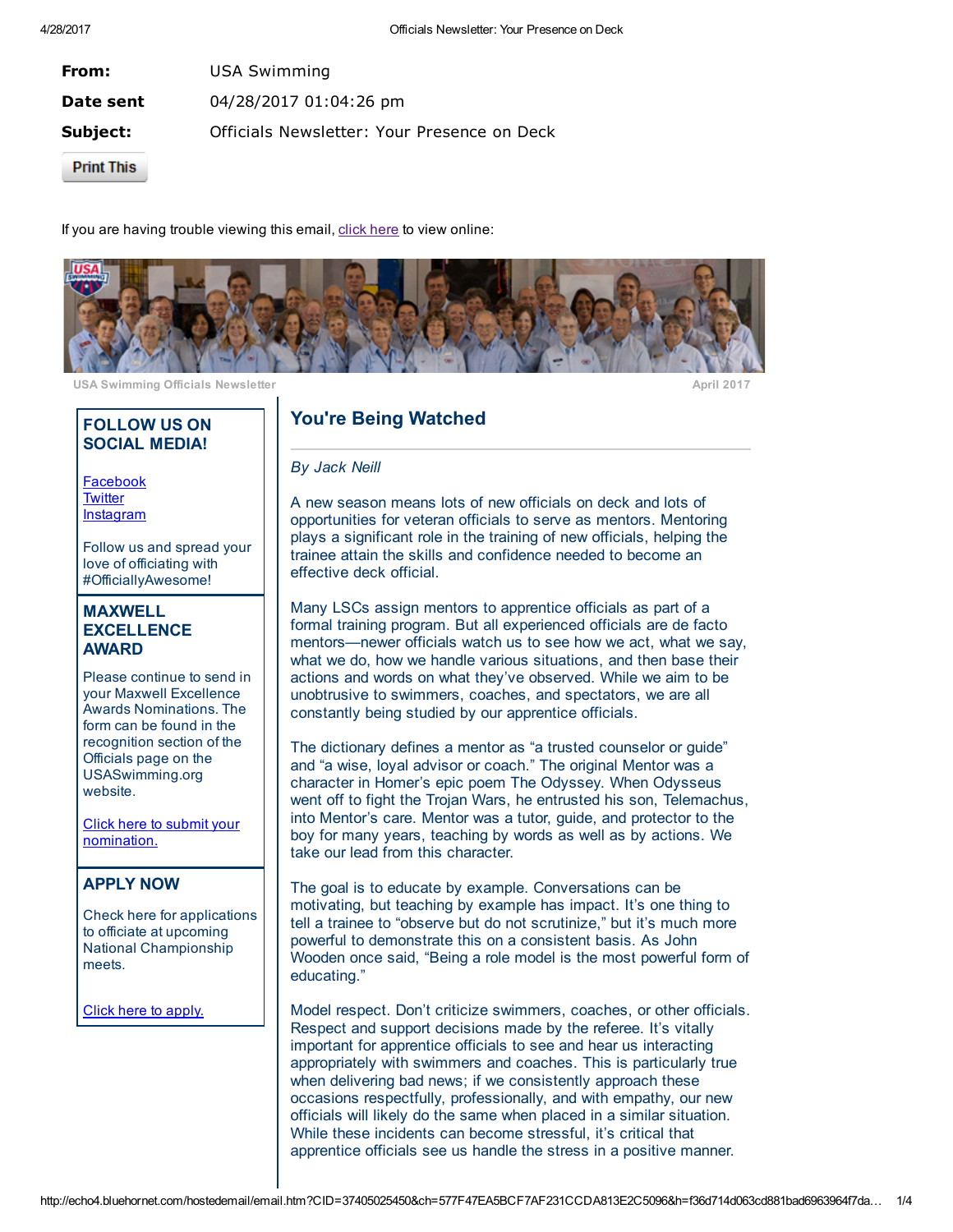**From:** USA Swimming

**Date sent** 04/28/2017 01:04:26 pm

**Subject:** Officials Newsletter: Your Presence on Deck

Print This

If you are having trouble viewing this email, click here to view online:

USA Swimming Officials Newsletter — April 2017

## FOLLOW US ON SOCIAL MEDIA!

Facebook
Twitter
Instagram

Follow us and spread your love of officiating with #OfficiallyAwesome!

## MAXWELL EXCELLENCE AWARD

Please continue to send in your Maxwell Excellence Awards Nominations. The form can be found in the recognition section of the Officials page on the USASwimming.org website.

Click here to submit your nomination.

## APPLY NOW

Check here for applications to officiate at upcoming National Championship meets.

Click here to apply.

# You're Being Watched

*By Jack Neill*

A new season means lots of new officials on deck and lots of opportunities for veteran officials to serve as mentors. Mentoring plays a significant role in the training of new officials, helping the trainee attain the skills and confidence needed to become an effective deck official.

Many LSCs assign mentors to apprentice officials as part of a formal training program. But all experienced officials are de facto mentors—newer officials watch us to see how we act, what we say, what we do, how we handle various situations, and then base their actions and words on what they've observed. While we aim to be unobtrusive to swimmers, coaches, and spectators, we are all constantly being studied by our apprentice officials.

The dictionary defines a mentor as "a trusted counselor or guide" and "a wise, loyal advisor or coach." The original Mentor was a character in Homer's epic poem The Odyssey. When Odysseus went off to fight the Trojan Wars, he entrusted his son, Telemachus, into Mentor's care. Mentor was a tutor, guide, and protector to the boy for many years, teaching by words as well as by actions. We take our lead from this character.

The goal is to educate by example. Conversations can be motivating, but teaching by example has impact. It's one thing to tell a trainee to "observe but do not scrutinize," but it's much more powerful to demonstrate this on a consistent basis. As John Wooden once said, "Being a role model is the most powerful form of educating."

Model respect. Don't criticize swimmers, coaches, or other officials. Respect and support decisions made by the referee. It's vitally important for apprentice officials to see and hear us interacting appropriately with swimmers and coaches. This is particularly true when delivering bad news; if we consistently approach these occasions respectfully, professionally, and with empathy, our new officials will likely do the same when placed in a similar situation. While these incidents can become stressful, it's critical that apprentice officials see us handle the stress in a positive manner.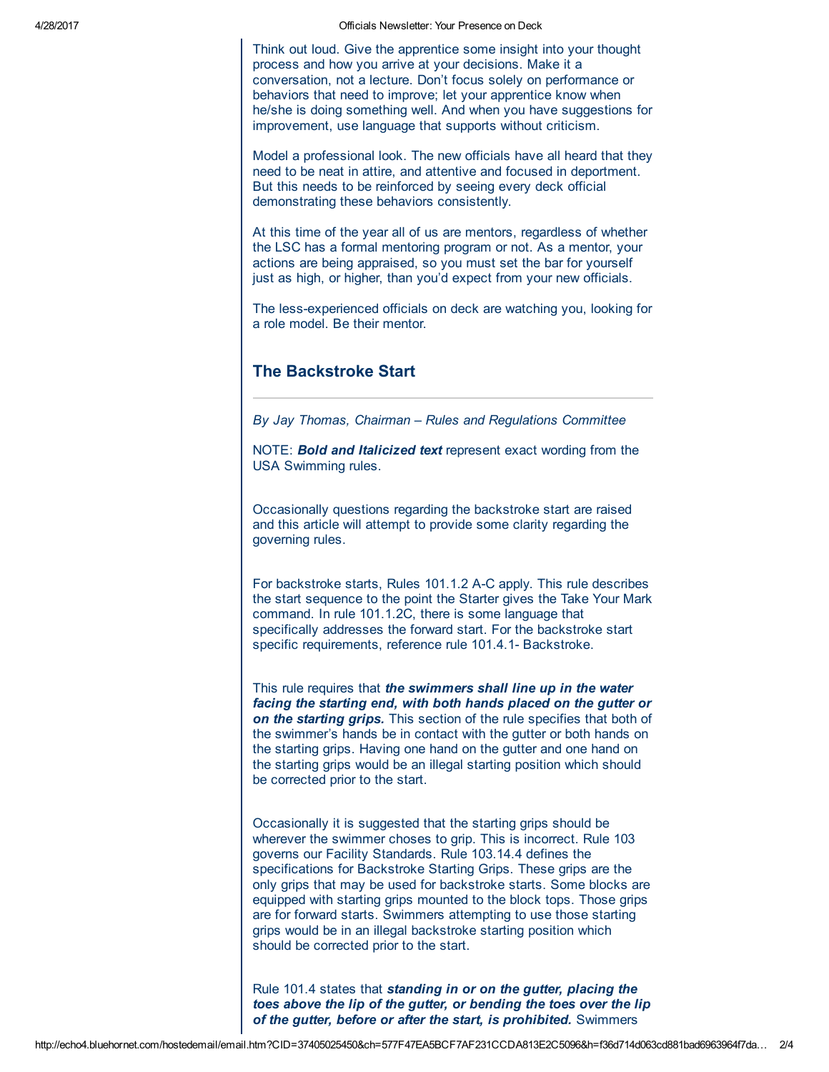Think out loud. Give the apprentice some insight into your thought process and how you arrive at your decisions. Make it a conversation, not a lecture. Don't focus solely on performance or behaviors that need to improve; let your apprentice know when he/she is doing something well. And when you have suggestions for improvement, use language that supports without criticism.

Model a professional look. The new officials have all heard that they need to be neat in attire, and attentive and focused in deportment. But this needs to be reinforced by seeing every deck official demonstrating these behaviors consistently.

At this time of the year all of us are mentors, regardless of whether the LSC has a formal mentoring program or not. As a mentor, your actions are being appraised, so you must set the bar for yourself just as high, or higher, than you'd expect from your new officials.

The less-experienced officials on deck are watching you, looking for a role model. Be their mentor.

## The Backstroke Start

*By Jay Thomas, Chairman – Rules and Regulations Committee*

NOTE: ***Bold and Italicized text*** represent exact wording from the USA Swimming rules.

Occasionally questions regarding the backstroke start are raised and this article will attempt to provide some clarity regarding the governing rules.

For backstroke starts, Rules 101.1.2 A-C apply. This rule describes the start sequence to the point the Starter gives the Take Your Mark command. In rule 101.1.2C, there is some language that specifically addresses the forward start. For the backstroke start specific requirements, reference rule 101.4.1- Backstroke.

This rule requires that ***the swimmers shall line up in the water facing the starting end, with both hands placed on the gutter or on the starting grips.*** This section of the rule specifies that both of the swimmer's hands be in contact with the gutter or both hands on the starting grips. Having one hand on the gutter and one hand on the starting grips would be an illegal starting position which should be corrected prior to the start.

Occasionally it is suggested that the starting grips should be wherever the swimmer choses to grip. This is incorrect. Rule 103 governs our Facility Standards. Rule 103.14.4 defines the specifications for Backstroke Starting Grips. These grips are the only grips that may be used for backstroke starts. Some blocks are equipped with starting grips mounted to the block tops. Those grips are for forward starts. Swimmers attempting to use those starting grips would be in an illegal backstroke starting position which should be corrected prior to the start.

Rule 101.4 states that ***standing in or on the gutter, placing the toes above the lip of the gutter, or bending the toes over the lip of the gutter, before or after the start, is prohibited.*** Swimmers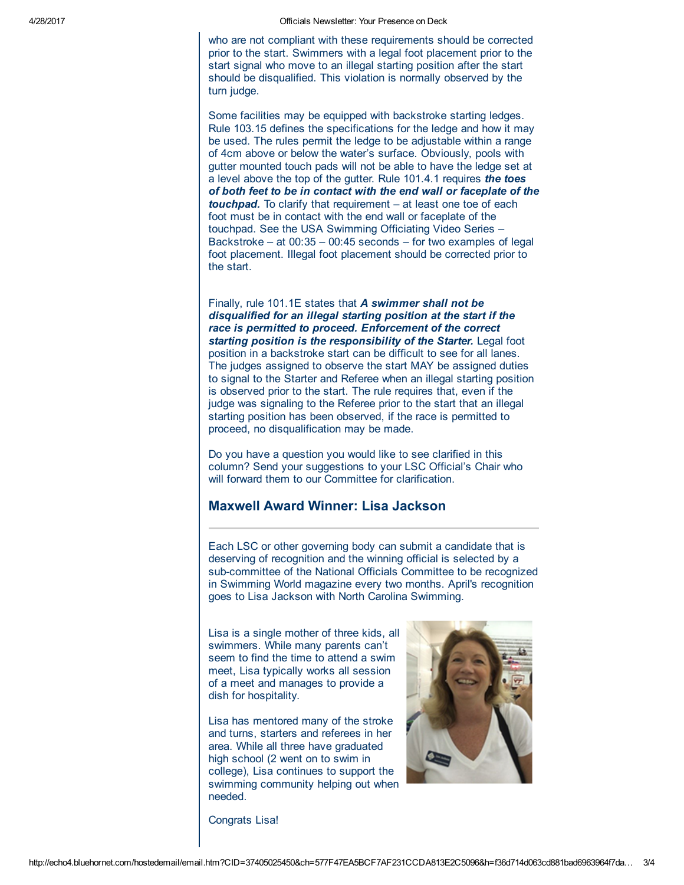who are not compliant with these requirements should be corrected prior to the start. Swimmers with a legal foot placement prior to the start signal who move to an illegal starting position after the start should be disqualified. This violation is normally observed by the turn judge.

Some facilities may be equipped with backstroke starting ledges. Rule 103.15 defines the specifications for the ledge and how it may be used. The rules permit the ledge to be adjustable within a range of 4cm above or below the water's surface. Obviously, pools with gutter mounted touch pads will not be able to have the ledge set at a level above the top of the gutter. Rule 101.4.1 requires ***the toes of both feet to be in contact with the end wall or faceplate of the touchpad.*** To clarify that requirement – at least one toe of each foot must be in contact with the end wall or faceplate of the touchpad. See the USA Swimming Officiating Video Series – Backstroke – at 00:35 – 00:45 seconds – for two examples of legal foot placement. Illegal foot placement should be corrected prior to the start.

Finally, rule 101.1E states that ***A swimmer shall not be disqualified for an illegal starting position at the start if the race is permitted to proceed. Enforcement of the correct starting position is the responsibility of the Starter.*** Legal foot position in a backstroke start can be difficult to see for all lanes. The judges assigned to observe the start MAY be assigned duties to signal to the Starter and Referee when an illegal starting position is observed prior to the start. The rule requires that, even if the judge was signaling to the Referee prior to the start that an illegal starting position has been observed, if the race is permitted to proceed, no disqualification may be made.

Do you have a question you would like to see clarified in this column? Send your suggestions to your LSC Official's Chair who will forward them to our Committee for clarification.

## Maxwell Award Winner: Lisa Jackson

Each LSC or other governing body can submit a candidate that is deserving of recognition and the winning official is selected by a sub-committee of the National Officials Committee to be recognized in Swimming World magazine every two months. April's recognition goes to Lisa Jackson with North Carolina Swimming.

Lisa is a single mother of three kids, all swimmers. While many parents can't seem to find the time to attend a swim meet, Lisa typically works all session of a meet and manages to provide a dish for hospitality.

Lisa has mentored many of the stroke and turns, starters and referees in her area. While all three have graduated high school (2 went on to swim in college), Lisa continues to support the swimming community helping out when needed.

Congrats Lisa!